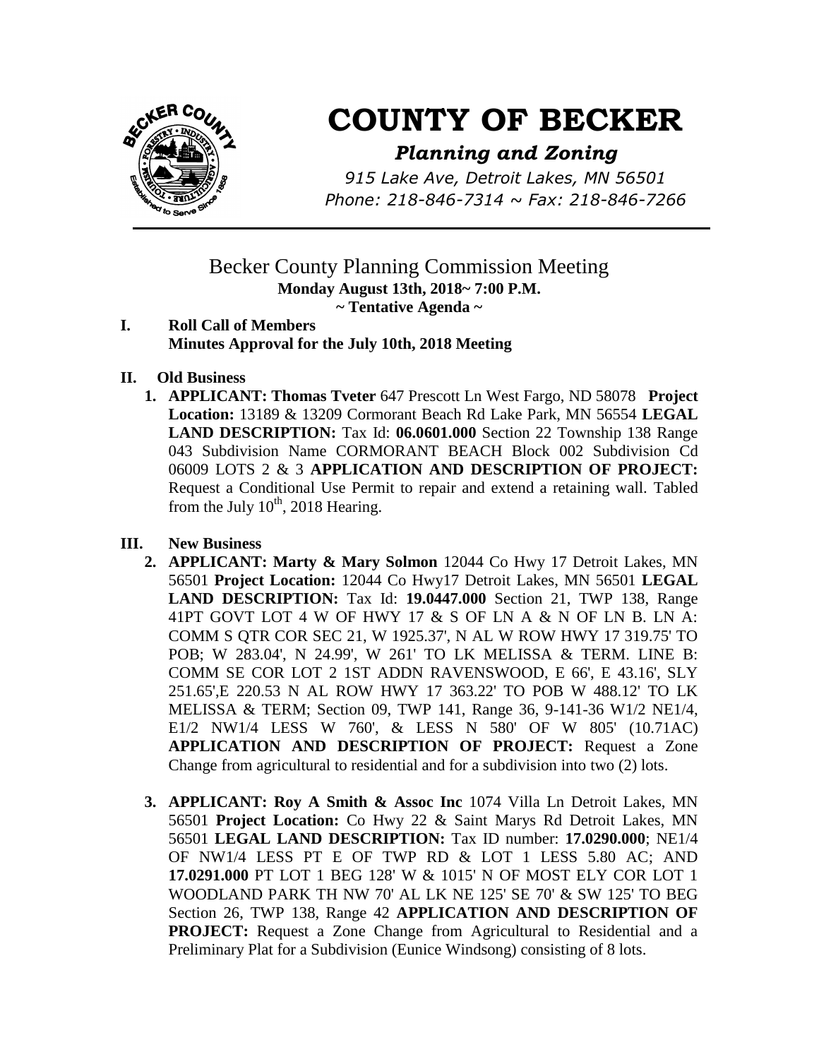# COUNTY OF BECKER

## *Planning and Zoning*

*915 Lake Ave, Detroit Lakes, MN 56501*
*Phone: 218-846-7314 ~ Fax: 218-846-7266*

---

Becker County Planning Commission Meeting
**Monday August 13th, 2018~ 7:00 P.M.**
**~ Tentative Agenda ~**

**I. Roll Call of Members**
**Minutes Approval for the July 10th, 2018 Meeting**

**II. Old Business**

1. **APPLICANT: Thomas Tveter** 647 Prescott Ln West Fargo, ND 58078 **Project Location:** 13189 & 13209 Cormorant Beach Rd Lake Park, MN 56554 **LEGAL LAND DESCRIPTION:** Tax Id: **06.0601.000** Section 22 Township 138 Range 043 Subdivision Name CORMORANT BEACH Block 002 Subdivision Cd 06009 LOTS 2 & 3 **APPLICATION AND DESCRIPTION OF PROJECT:** Request a Conditional Use Permit to repair and extend a retaining wall. Tabled from the July 10th, 2018 Hearing.

**III. New Business**

2. **APPLICANT: Marty & Mary Solmon** 12044 Co Hwy 17 Detroit Lakes, MN 56501 **Project Location:** 12044 Co Hwy17 Detroit Lakes, MN 56501 **LEGAL LAND DESCRIPTION:** Tax Id: **19.0447.000** Section 21, TWP 138, Range 41PT GOVT LOT 4 W OF HWY 17 & S OF LN A & N OF LN B. LN A: COMM S QTR COR SEC 21, W 1925.37', N AL W ROW HWY 17 319.75' TO POB; W 283.04', N 24.99', W 261' TO LK MELISSA & TERM. LINE B: COMM SE COR LOT 2 1ST ADDN RAVENSWOOD, E 66', E 43.16', SLY 251.65',E 220.53 N AL ROW HWY 17 363.22' TO POB W 488.12' TO LK MELISSA & TERM; Section 09, TWP 141, Range 36, 9-141-36 W1/2 NE1/4, E1/2 NW1/4 LESS W 760', & LESS N 580' OF W 805' (10.71AC) **APPLICATION AND DESCRIPTION OF PROJECT:** Request a Zone Change from agricultural to residential and for a subdivision into two (2) lots.

3. **APPLICANT: Roy A Smith & Assoc Inc** 1074 Villa Ln Detroit Lakes, MN 56501 **Project Location:** Co Hwy 22 & Saint Marys Rd Detroit Lakes, MN 56501 **LEGAL LAND DESCRIPTION:** Tax ID number: **17.0290.000**; NE1/4 OF NW1/4 LESS PT E OF TWP RD & LOT 1 LESS 5.80 AC; AND **17.0291.000** PT LOT 1 BEG 128' W & 1015' N OF MOST ELY COR LOT 1 WOODLAND PARK TH NW 70' AL LK NE 125' SE 70' & SW 125' TO BEG Section 26, TWP 138, Range 42 **APPLICATION AND DESCRIPTION OF PROJECT:** Request a Zone Change from Agricultural to Residential and a Preliminary Plat for a Subdivision (Eunice Windsong) consisting of 8 lots.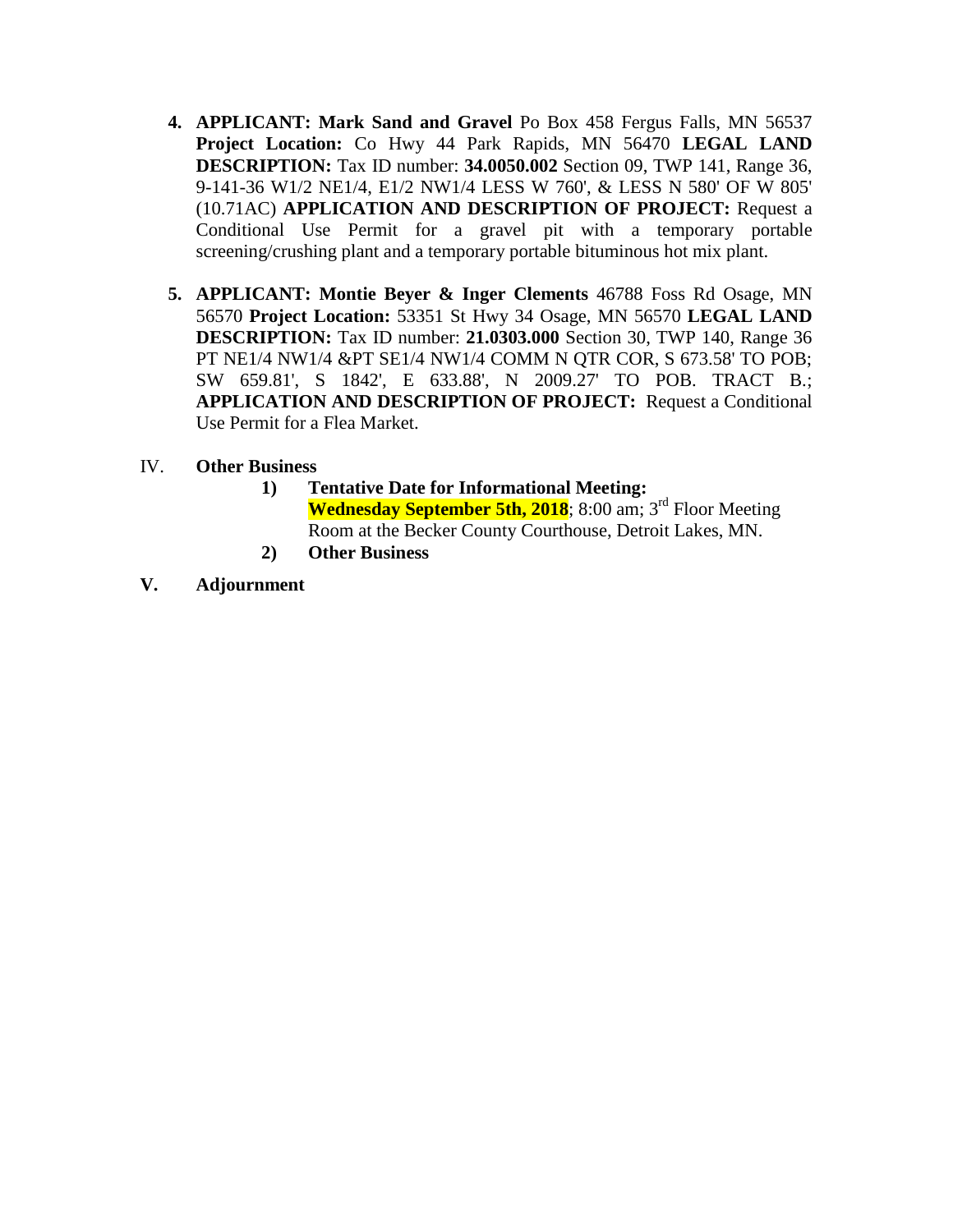4. **APPLICANT: Mark Sand and Gravel** Po Box 458 Fergus Falls, MN 56537 **Project Location:** Co Hwy 44 Park Rapids, MN 56470 **LEGAL LAND DESCRIPTION:** Tax ID number: **34.0050.002** Section 09, TWP 141, Range 36, 9-141-36 W1/2 NE1/4, E1/2 NW1/4 LESS W 760', & LESS N 580' OF W 805' (10.71AC) **APPLICATION AND DESCRIPTION OF PROJECT:** Request a Conditional Use Permit for a gravel pit with a temporary portable screening/crushing plant and a temporary portable bituminous hot mix plant.

5. **APPLICANT: Montie Beyer & Inger Clements** 46788 Foss Rd Osage, MN 56570 **Project Location:** 53351 St Hwy 34 Osage, MN 56570 **LEGAL LAND DESCRIPTION:** Tax ID number: **21.0303.000** Section 30, TWP 140, Range 36 PT NE1/4 NW1/4 &PT SE1/4 NW1/4 COMM N QTR COR, S 673.58' TO POB; SW 659.81', S 1842', E 633.88', N 2009.27' TO POB. TRACT B.; **APPLICATION AND DESCRIPTION OF PROJECT:** Request a Conditional Use Permit for a Flea Market.

IV. **Other Business**

1) **Tentative Date for Informational Meeting:**
   **Wednesday September 5th, 2018**; 8:00 am; 3rd Floor Meeting Room at the Becker County Courthouse, Detroit Lakes, MN.
2) **Other Business**

**V. Adjournment**